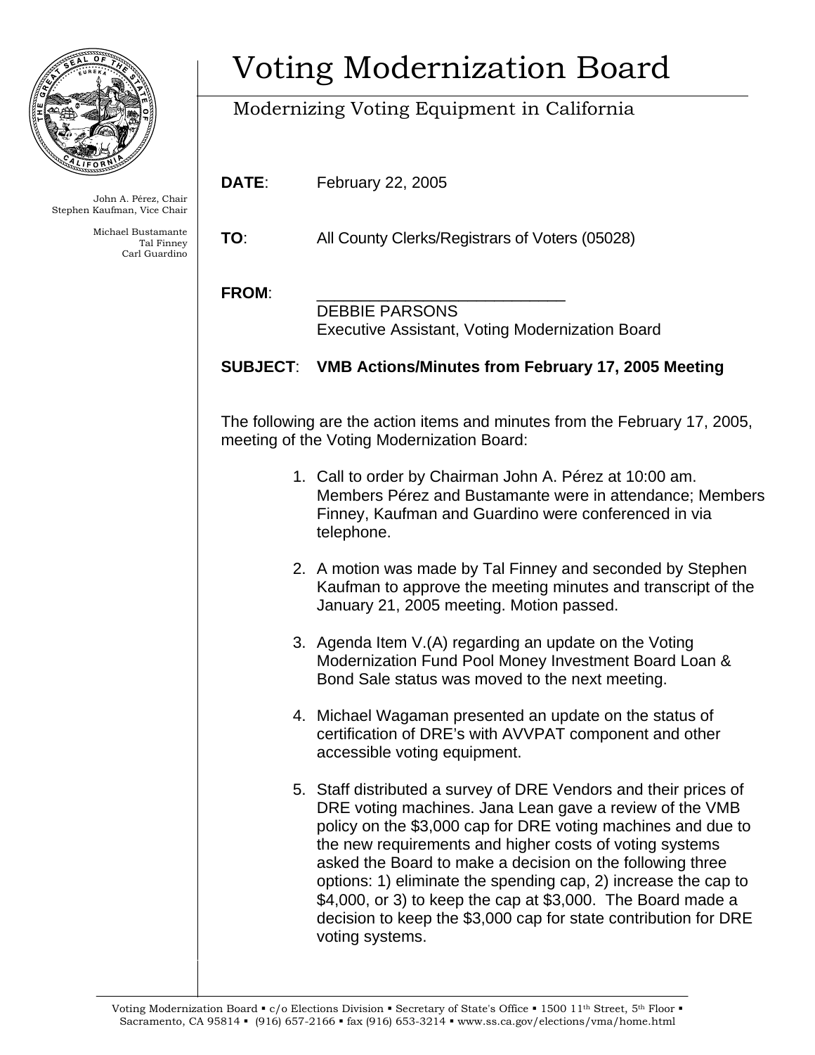# Voting Modernization Board

Modernizing Voting Equipment in California

John A. Pérez, Chair
Stephen Kaufman, Vice Chair

Michael Bustamante
Tal Finney
Carl Guardino

**DATE**: February 22, 2005

**TO**: All County Clerks/Registrars of Voters (05028)

**FROM**: \_\_\_\_\_\_\_\_\_\_\_\_\_\_\_\_\_\_\_\_\_\_\_\_\_\_\_\_\_\_
DEBBIE PARSONS
Executive Assistant, Voting Modernization Board

**SUBJECT**: **VMB Actions/Minutes from February 17, 2005 Meeting**

The following are the action items and minutes from the February 17, 2005, meeting of the Voting Modernization Board:

1. Call to order by Chairman John A. Pérez at 10:00 am. Members Pérez and Bustamante were in attendance; Members Finney, Kaufman and Guardino were conferenced in via telephone.

2. A motion was made by Tal Finney and seconded by Stephen Kaufman to approve the meeting minutes and transcript of the January 21, 2005 meeting. Motion passed.

3. Agenda Item V.(A) regarding an update on the Voting Modernization Fund Pool Money Investment Board Loan & Bond Sale status was moved to the next meeting.

4. Michael Wagaman presented an update on the status of certification of DRE's with AVVPAT component and other accessible voting equipment.

5. Staff distributed a survey of DRE Vendors and their prices of DRE voting machines. Jana Lean gave a review of the VMB policy on the $3,000 cap for DRE voting machines and due to the new requirements and higher costs of voting systems asked the Board to make a decision on the following three options: 1) eliminate the spending cap, 2) increase the cap to $4,000, or 3) to keep the cap at $3,000. The Board made a decision to keep the $3,000 cap for state contribution for DRE voting systems.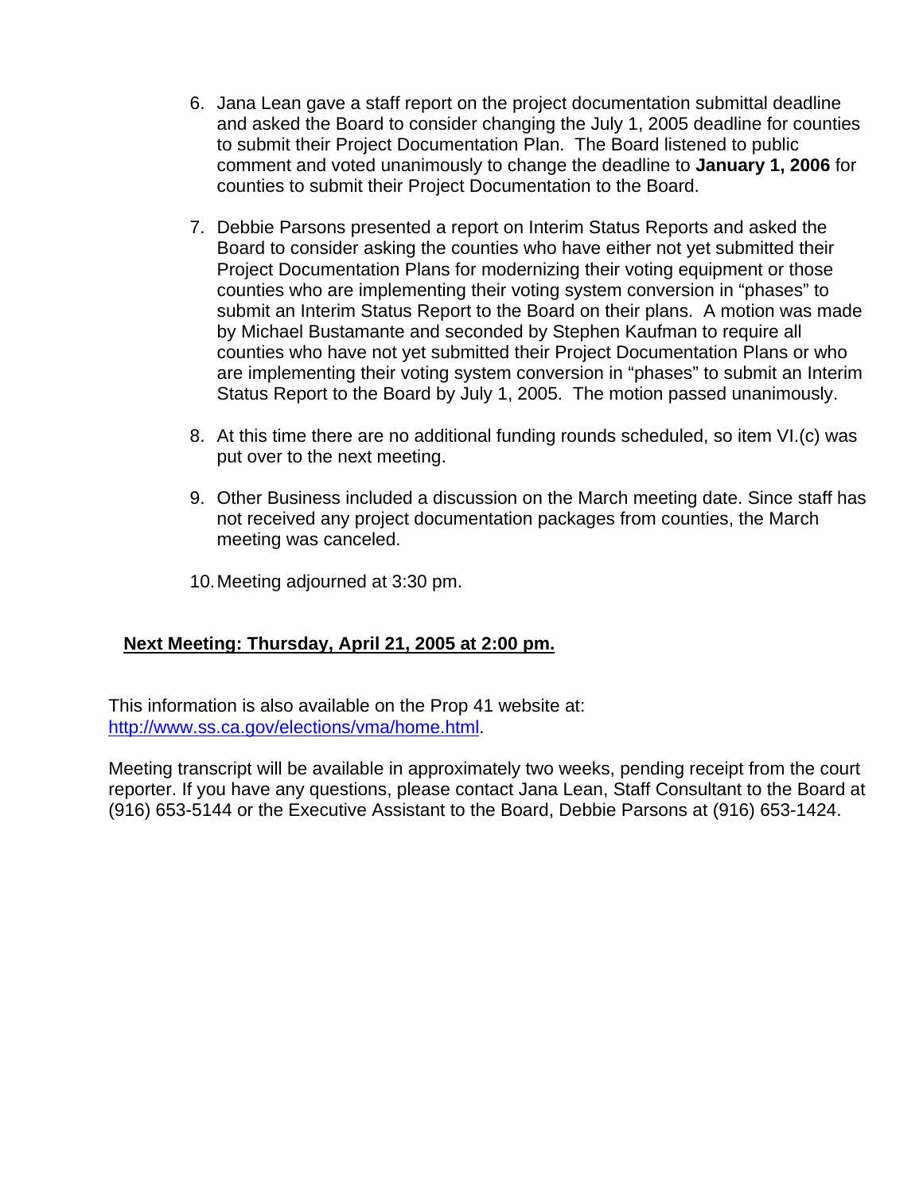6. Jana Lean gave a staff report on the project documentation submittal deadline and asked the Board to consider changing the July 1, 2005 deadline for counties to submit their Project Documentation Plan. The Board listened to public comment and voted unanimously to change the deadline to **January 1, 2006** for counties to submit their Project Documentation to the Board.

7. Debbie Parsons presented a report on Interim Status Reports and asked the Board to consider asking the counties who have either not yet submitted their Project Documentation Plans for modernizing their voting equipment or those counties who are implementing their voting system conversion in "phases" to submit an Interim Status Report to the Board on their plans. A motion was made by Michael Bustamante and seconded by Stephen Kaufman to require all counties who have not yet submitted their Project Documentation Plans or who are implementing their voting system conversion in "phases" to submit an Interim Status Report to the Board by July 1, 2005. The motion passed unanimously.

8. At this time there are no additional funding rounds scheduled, so item VI.(c) was put over to the next meeting.

9. Other Business included a discussion on the March meeting date. Since staff has not received any project documentation packages from counties, the March meeting was canceled.

10. Meeting adjourned at 3:30 pm.

**Next Meeting: Thursday, April 21, 2005 at 2:00 pm.**

This information is also available on the Prop 41 website at: http://www.ss.ca.gov/elections/vma/home.html.

Meeting transcript will be available in approximately two weeks, pending receipt from the court reporter. If you have any questions, please contact Jana Lean, Staff Consultant to the Board at (916) 653-5144 or the Executive Assistant to the Board, Debbie Parsons at (916) 653-1424.